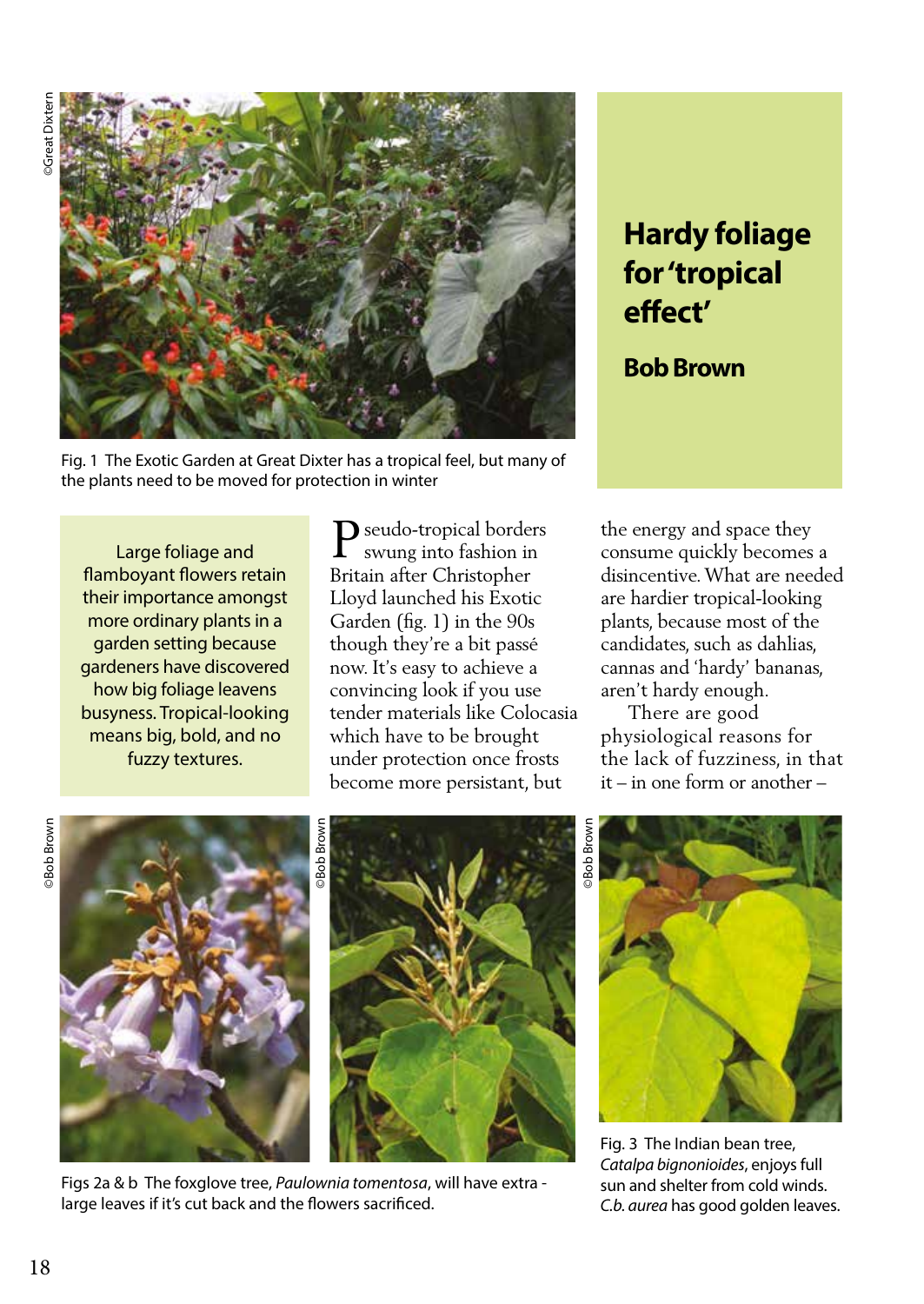# Hardy foliage for 'tropical effect'

## Bob Brown

Fig. 1 The Exotic Garden at Great Dixter has a tropical feel, but many of the plants need to be moved for protection in winter

> Large foliage and flamboyant flowers retain their importance amongst more ordinary plants in a garden setting because gardeners have discovered how big foliage leavens busyness. Tropical-looking means big, bold, and no fuzzy textures.

Pseudo-tropical borders swung into fashion in Britain after Christopher Lloyd launched his Exotic Garden (fig. 1) in the 90s though they're a bit passé now. It's easy to achieve a convincing look if you use tender materials like Colocasia which have to be brought under protection once frosts become more persistant, but the energy and space they consume quickly becomes a disincentive. What are needed are hardier tropical-looking plants, because most of the candidates, such as dahlias, cannas and 'hardy' bananas, aren't hardy enough.

There are good physiological reasons for the lack of fuzziness, in that it – in one form or another –

Figs 2a & b The foxglove tree, *Paulownia tomentosa*, will have extra - large leaves if it's cut back and the flowers sacrificed.

Fig. 3 The Indian bean tree, *Catalpa bignonioides*, enjoys full sun and shelter from cold winds. *C.b. aurea* has good golden leaves.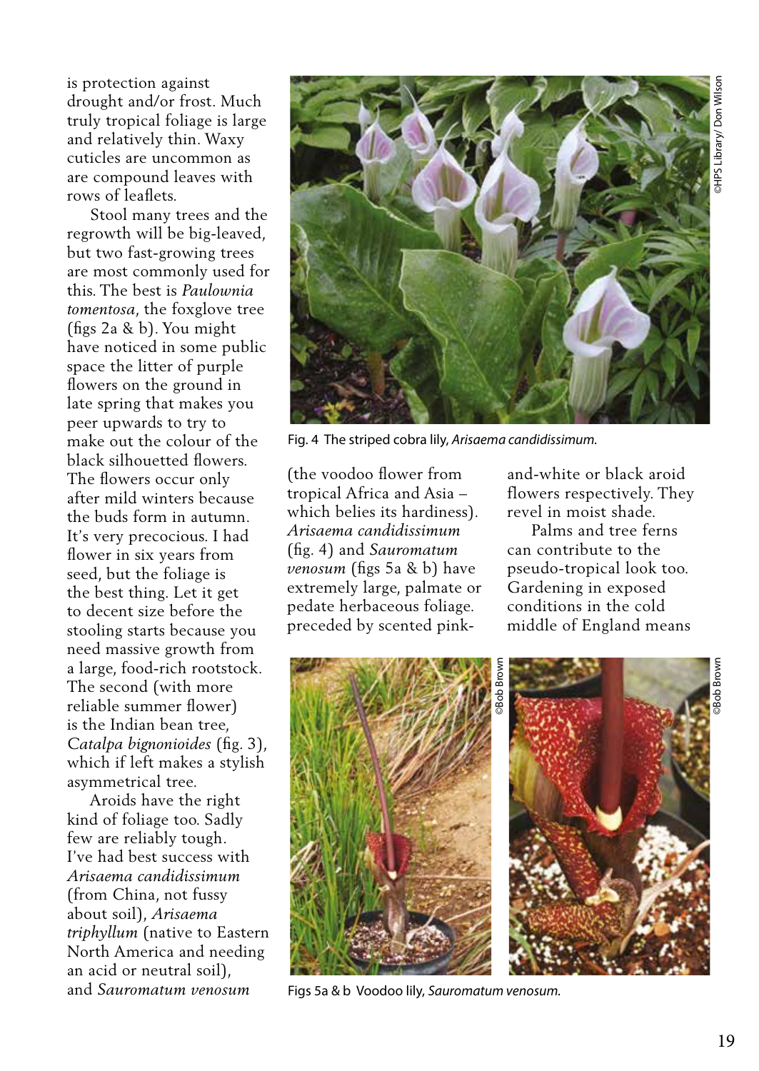is protection against drought and/or frost. Much truly tropical foliage is large and relatively thin. Waxy cuticles are uncommon as are compound leaves with rows of leaflets.

Stool many trees and the regrowth will be big-leaved, but two fast-growing trees are most commonly used for this. The best is *Paulownia tomentosa*, the foxglove tree (figs 2a & b). You might have noticed in some public space the litter of purple flowers on the ground in late spring that makes you peer upwards to try to make out the colour of the black silhouetted flowers. The flowers occur only after mild winters because the buds form in autumn. It's very precocious. I had flower in six years from seed, but the foliage is the best thing. Let it get to decent size before the stooling starts because you need massive growth from a large, food-rich rootstock. The second (with more reliable summer flower) is the Indian bean tree, *Catalpa bignonioides* (fig. 3), which if left makes a stylish asymmetrical tree.

Aroids have the right kind of foliage too. Sadly few are reliably tough. I've had best success with *Arisaema candidissimum* (from China, not fussy about soil), *Arisaema triphyllum* (native to Eastern North America and needing an acid or neutral soil), and *Sauromatum venosum* (the voodoo flower from tropical Africa and Asia – which belies its hardiness). *Arisaema candidissimum* (fig. 4) and *Sauromatum venosum* (figs 5a & b) have extremely large, palmate or pedate herbaceous foliage. preceded by scented pink-and-white or black aroid flowers respectively. They revel in moist shade.

Palms and tree ferns can contribute to the pseudo-tropical look too. Gardening in exposed conditions in the cold middle of England means

Fig. 4 The striped cobra lily, *Arisaema candidissimum*.

Figs 5a & b Voodoo lily, *Sauromatum venosum*.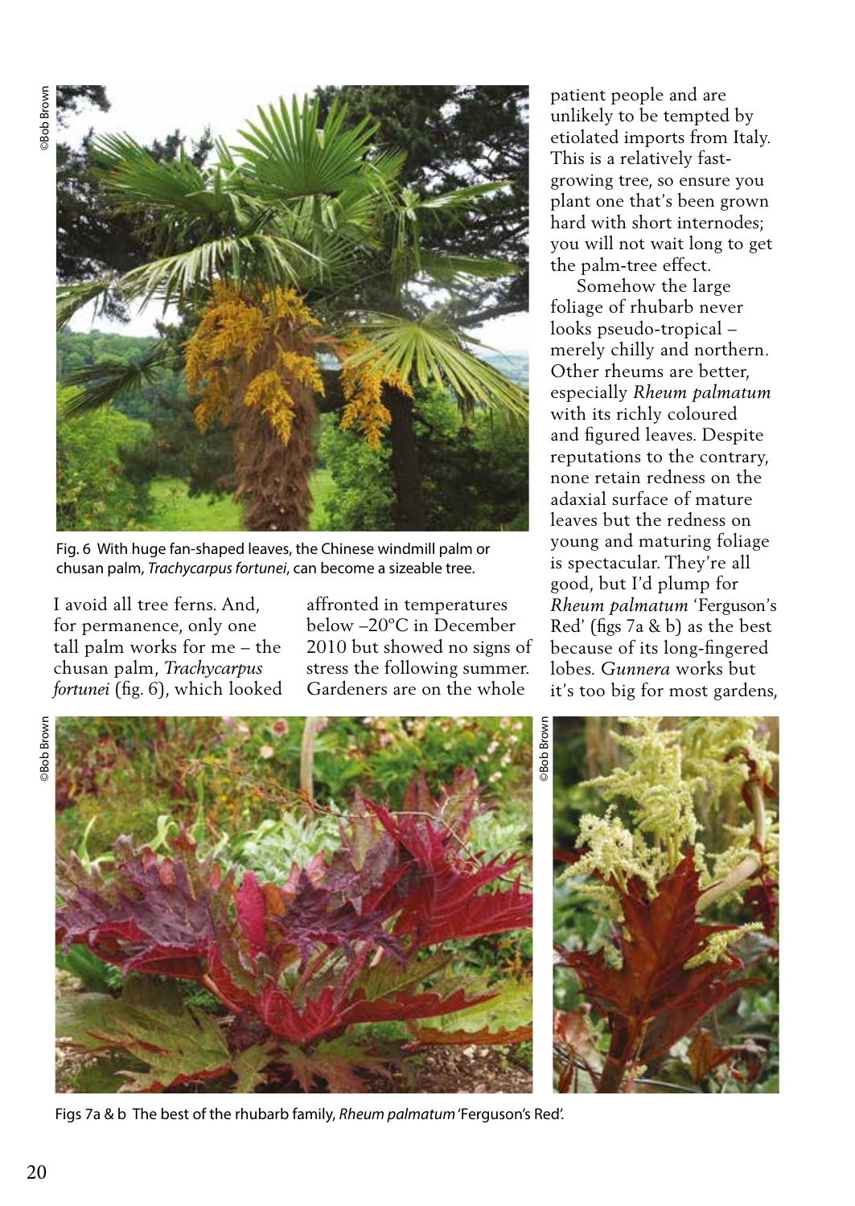Fig. 6 With huge fan-shaped leaves, the Chinese windmill palm or chusan palm, *Trachycarpus fortunei*, can become a sizeable tree.

I avoid all tree ferns. And, for permanence, only one tall palm works for me – the chusan palm, *Trachycarpus fortunei* (fig. 6), which looked affronted in temperatures below –20°C in December 2010 but showed no signs of stress the following summer. Gardeners are on the whole patient people and are unlikely to be tempted by etiolated imports from Italy. This is a relatively fast-growing tree, so ensure you plant one that's been grown hard with short internodes; you will not wait long to get the palm-tree effect.

Somehow the large foliage of rhubarb never looks pseudo-tropical – merely chilly and northern. Other rheums are better, especially *Rheum palmatum* with its richly coloured and figured leaves. Despite reputations to the contrary, none retain redness on the adaxial surface of mature leaves but the redness on young and maturing foliage is spectacular. They're all good, but I'd plump for *Rheum palmatum* 'Ferguson's Red' (figs 7a & b) as the best because of its long-fingered lobes. *Gunnera* works but it's too big for most gardens,

Figs 7a & b The best of the rhubarb family, *Rheum palmatum* 'Ferguson's Red'.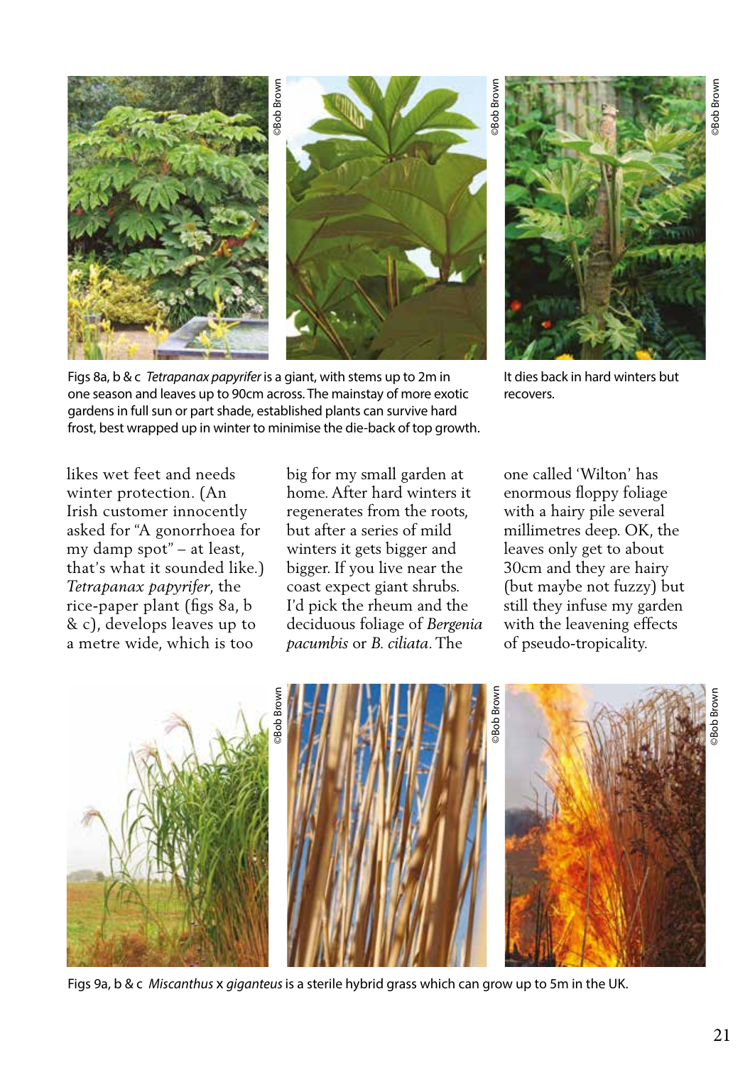Figs 8a, b & c *Tetrapanax papyrifer* is a giant, with stems up to 2m in one season and leaves up to 90cm across. The mainstay of more exotic gardens in full sun or part shade, established plants can survive hard frost, best wrapped up in winter to minimise the die-back of top growth.

It dies back in hard winters but recovers.

likes wet feet and needs winter protection. (An Irish customer innocently asked for "A gonorrhoea for my damp spot" – at least, that's what it sounded like.) *Tetrapanax papyrifer*, the rice-paper plant (figs 8a, b & c), develops leaves up to a metre wide, which is too big for my small garden at home. After hard winters it regenerates from the roots, but after a series of mild winters it gets bigger and bigger. If you live near the coast expect giant shrubs. I'd pick the rheum and the deciduous foliage of *Bergenia pacumbis* or *B. ciliata*. The one called 'Wilton' has enormous floppy foliage with a hairy pile several millimetres deep. OK, the leaves only get to about 30cm and they are hairy (but maybe not fuzzy) but still they infuse my garden with the leavening effects of pseudo-tropicality.

Figs 9a, b & c *Miscanthus* x *giganteus* is a sterile hybrid grass which can grow up to 5m in the UK.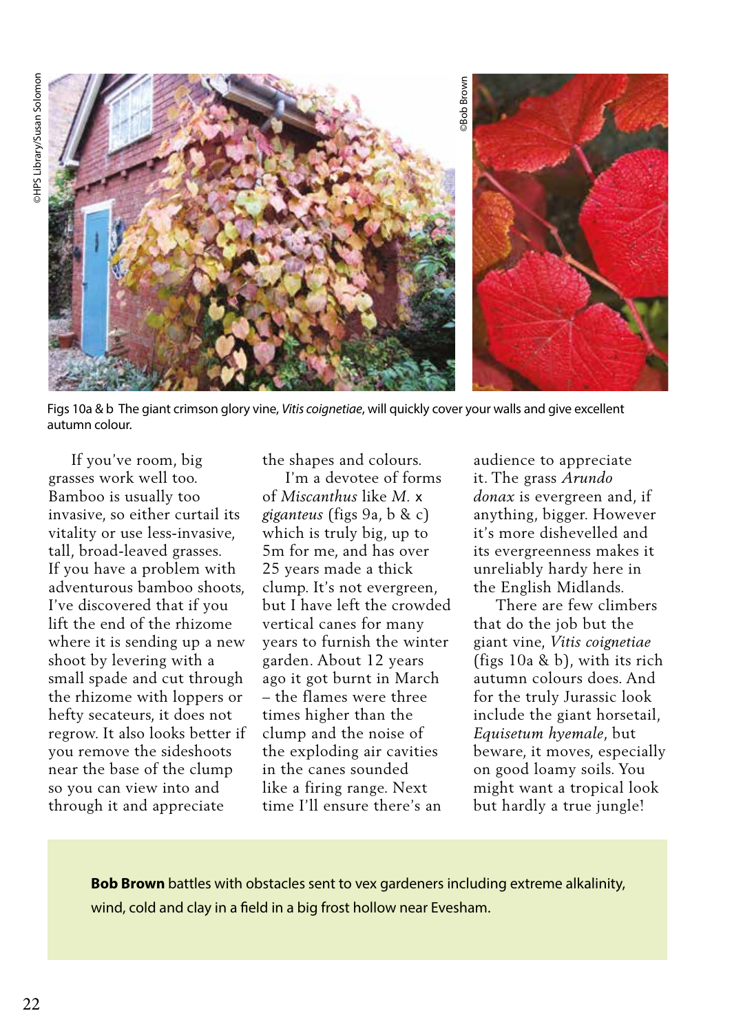Figs 10a & b The giant crimson glory vine, *Vitis coignetiae*, will quickly cover your walls and give excellent autumn colour.

If you've room, big grasses work well too. Bamboo is usually too invasive, so either curtail its vitality or use less-invasive, tall, broad-leaved grasses. If you have a problem with adventurous bamboo shoots, I've discovered that if you lift the end of the rhizome where it is sending up a new shoot by levering with a small spade and cut through the rhizome with loppers or hefty secateurs, it does not regrow. It also looks better if you remove the sideshoots near the base of the clump so you can view into and through it and appreciate the shapes and colours.

I'm a devotee of forms of *Miscanthus* like *M.* x *giganteus* (figs 9a, b & c) which is truly big, up to 5m for me, and has over 25 years made a thick clump. It's not evergreen, but I have left the crowded vertical canes for many years to furnish the winter garden. About 12 years ago it got burnt in March – the flames were three times higher than the clump and the noise of the exploding air cavities in the canes sounded like a firing range. Next time I'll ensure there's an audience to appreciate it. The grass *Arundo donax* is evergreen and, if anything, bigger. However it's more dishevelled and its evergreenness makes it unreliably hardy here in the English Midlands.

There are few climbers that do the job but the giant vine, *Vitis coignetiae* (figs 10a & b), with its rich autumn colours does. And for the truly Jurassic look include the giant horsetail, *Equisetum hyemale*, but beware, it moves, especially on good loamy soils. You might want a tropical look but hardly a true jungle!

**Bob Brown** battles with obstacles sent to vex gardeners including extreme alkalinity, wind, cold and clay in a field in a big frost hollow near Evesham.